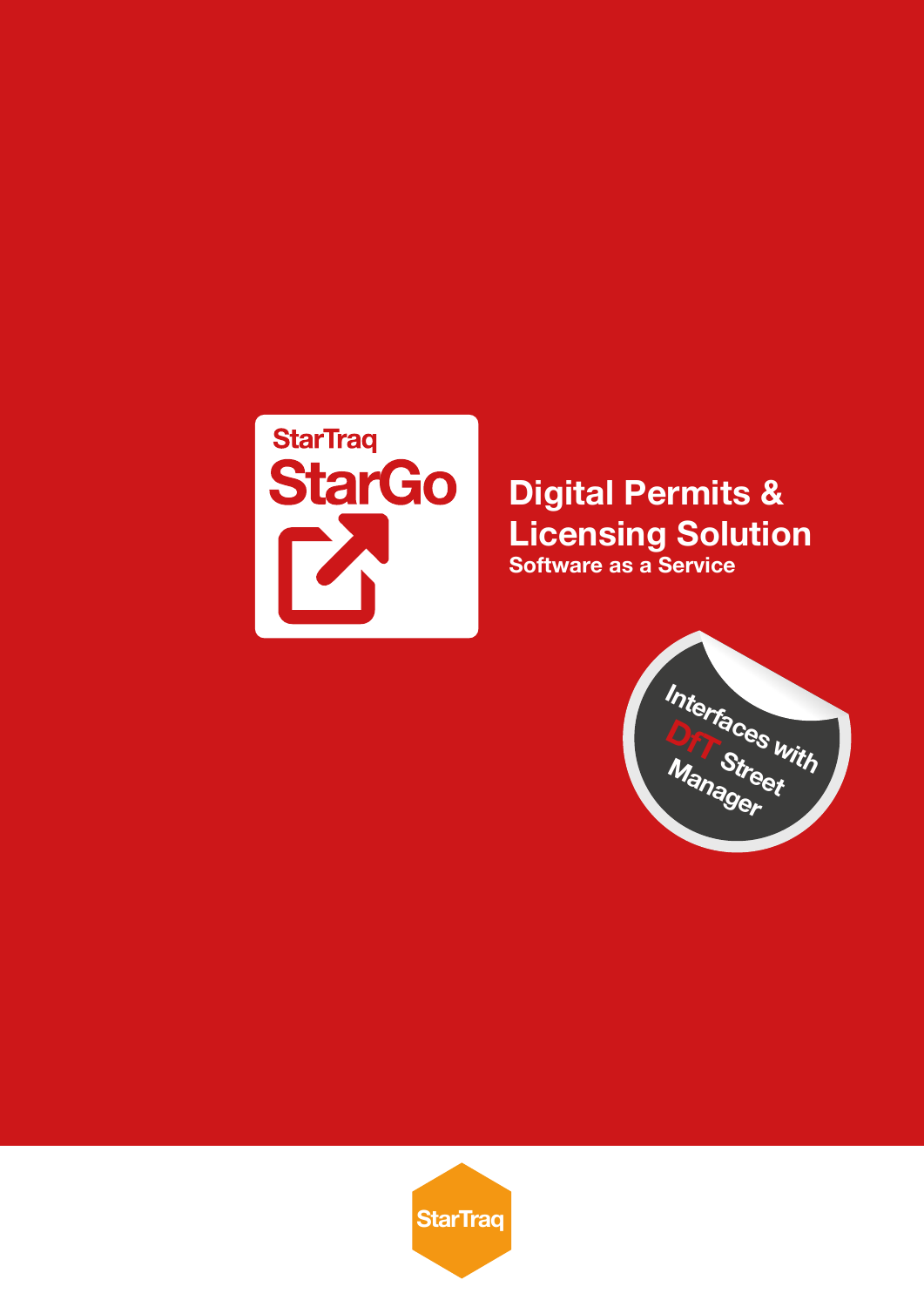StarTraq

# StarGo

## Digital Permits & Licensing Solution

**Software as a Service**

Interfaces with DfT Street Manager

StarTraq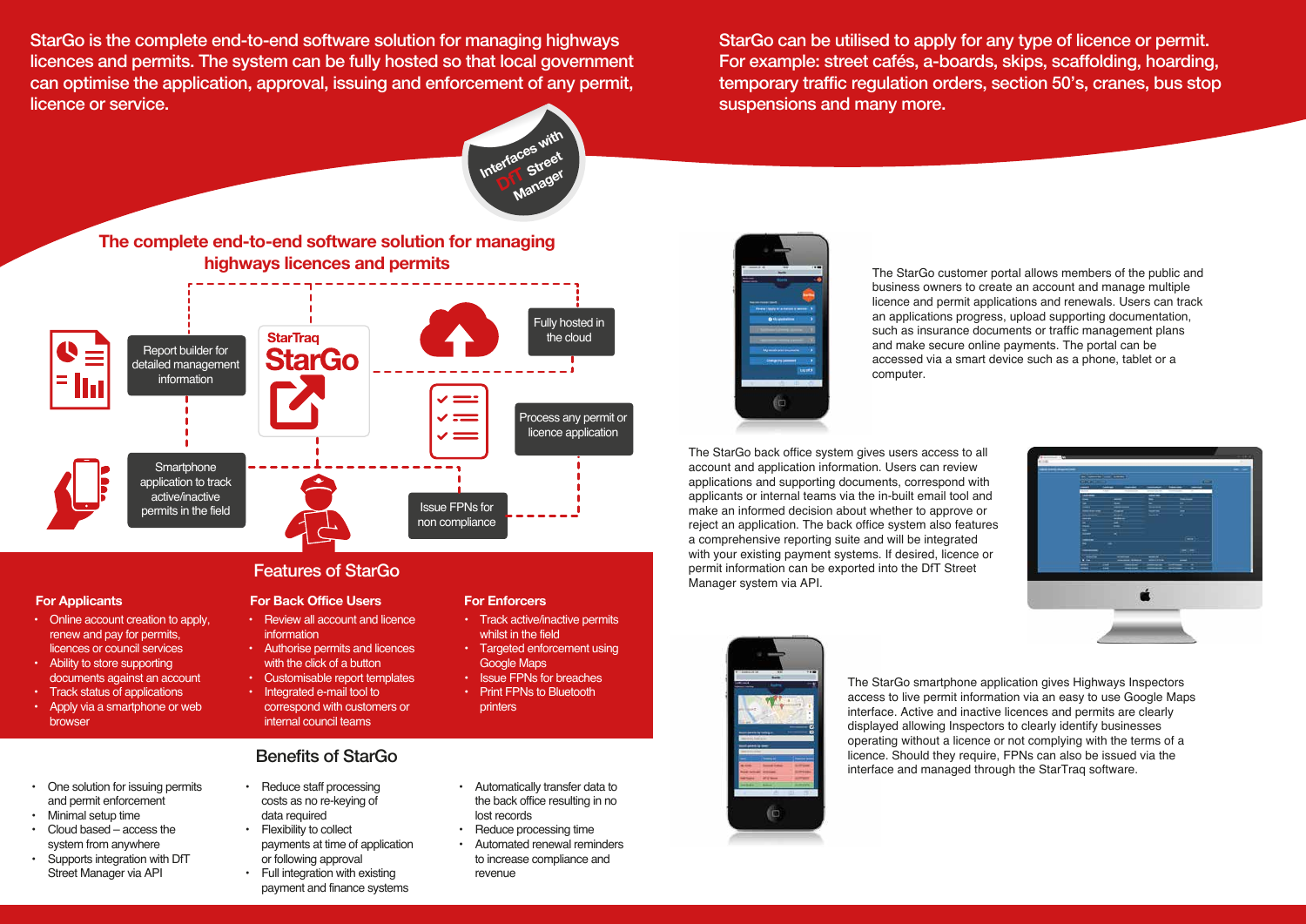StarGo is the complete end-to-end software solution for managing highways licences and permits. The system can be fully hosted so that local government can optimise the application, approval, issuing and enforcement of any permit, licence or service.

StarGo can be utilised to apply for any type of licence or permit. For example: street cafés, a-boards, skips, scaffolding, hoarding, temporary traffic regulation orders, section 50's, cranes, bus stop suspensions and many more.

Interfaces with DfT Street Manager

## The complete end-to-end software solution for managing highways licences and permits

StarTraq StarGo

- Report builder for detailed management information
- Fully hosted in the cloud
- Process any permit or licence application
- Smartphone application to track active/inactive permits in the field
- Issue FPNs for non compliance

The StarGo customer portal allows members of the public and business owners to create an account and manage multiple licence and permit applications and renewals. Users can track an applications progress, upload supporting documentation, such as insurance documents or traffic management plans and make secure online payments. The portal can be accessed via a smart device such as a phone, tablet or a computer.

The StarGo back office system gives users access to all account and application information. Users can review applications and supporting documents, correspond with applicants or internal teams via the in-built email tool and make an informed decision about whether to approve or reject an application. The back office system also features a comprehensive reporting suite and will be integrated with your existing payment systems. If desired, licence or permit information can be exported into the DfT Street Manager system via API.

The StarGo smartphone application gives Highways Inspectors access to live permit information via an easy to use Google Maps interface. Active and inactive licences and permits are clearly displayed allowing Inspectors to clearly identify businesses operating without a licence or not complying with the terms of a licence. Should they require, FPNs can also be issued via the interface and managed through the StarTraq software.

## Features of StarGo

### For Applicants

- Online account creation to apply, renew and pay for permits, licences or council services
- Ability to store supporting documents against an account
- Track status of applications
- Apply via a smartphone or web browser

### For Back Office Users

- Review all account and licence information
- Authorise permits and licences with the click of a button
- Customisable report templates
- Integrated e-mail tool to correspond with customers or internal council teams

### For Enforcers

- Track active/inactive permits whilst in the field
- Targeted enforcement using Google Maps
- Issue FPNs for breaches
- Print FPNs to Bluetooth printers

## Benefits of StarGo

- One solution for issuing permits and permit enforcement
- Minimal setup time
- Cloud based – access the system from anywhere
- Supports integration with DfT Street Manager via API
- Reduce staff processing costs as no re-keying of data required
- Flexibility to collect payments at time of application or following approval
- Full integration with existing payment and finance systems
- Automatically transfer data to the back office resulting in no lost records
- Reduce processing time
- Automated renewal reminders to increase compliance and revenue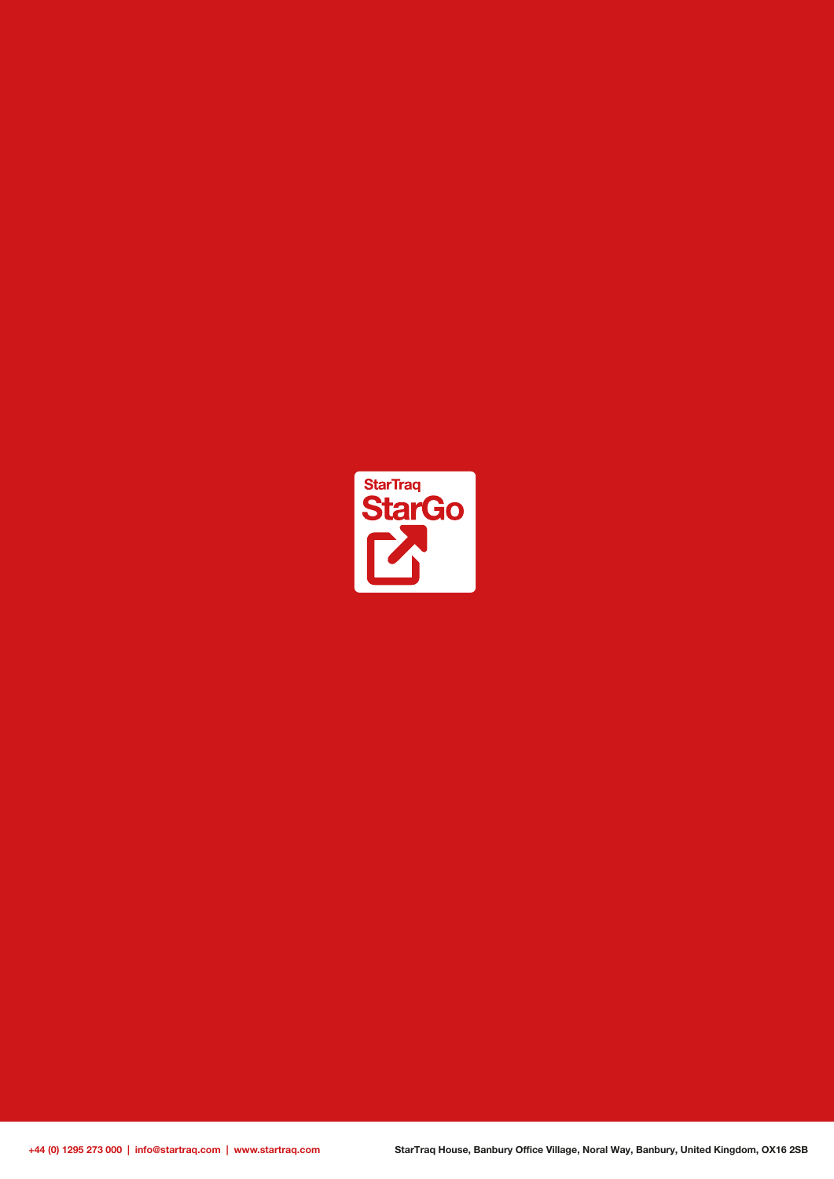StarTraq

StarGo

+44 (0) 1295 273 000 | info@startraq.com | www.startraq.com

StarTraq House, Banbury Office Village, Noral Way, Banbury, United Kingdom, OX16 2SB